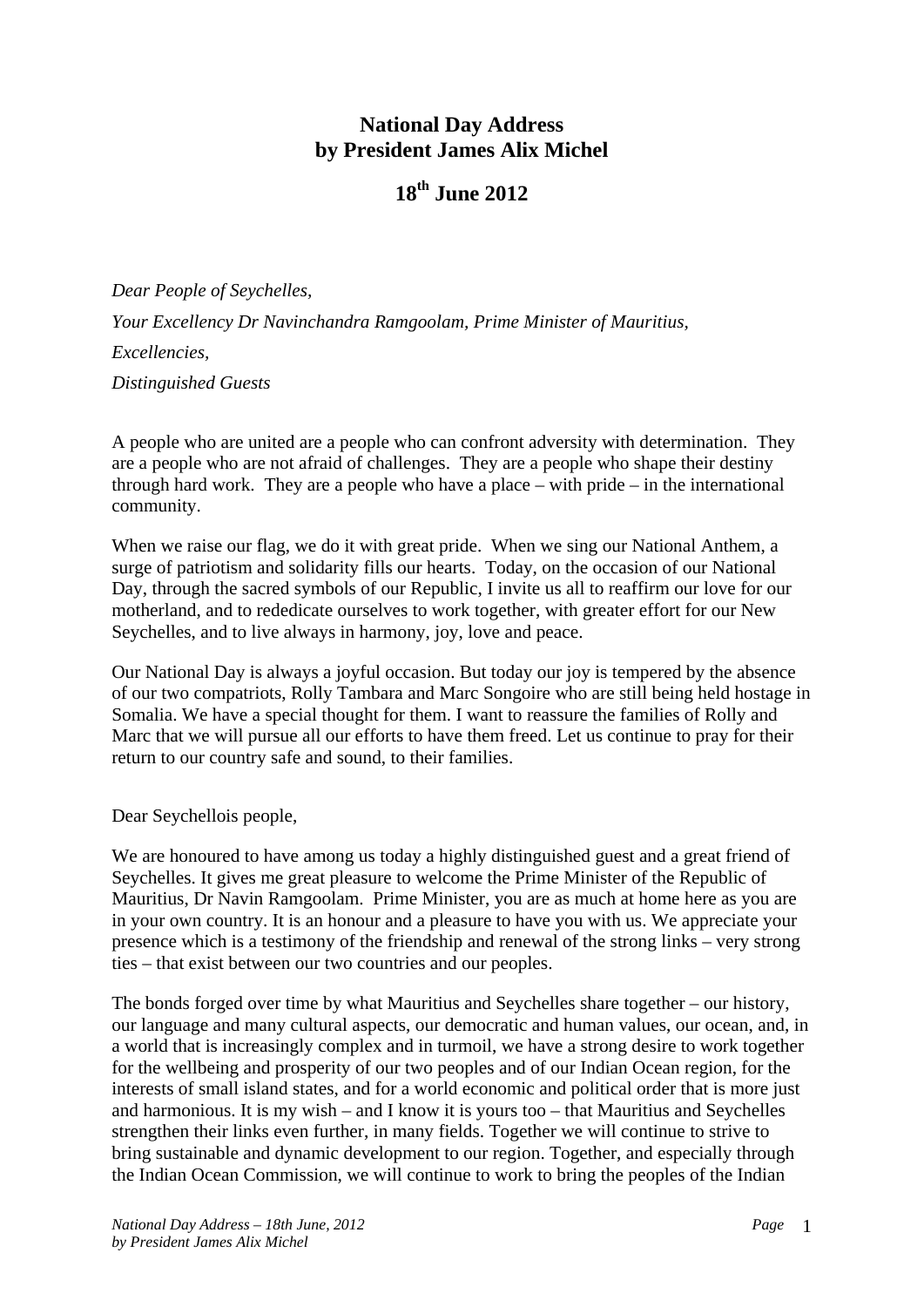# National Day Address by President James Alix Michel

## 18th June 2012

*Dear People of Seychelles,*

*Your Excellency Dr Navinchandra Ramgoolam, Prime Minister of Mauritius,*

*Excellencies,*

*Distinguished Guests*

A people who are united are a people who can confront adversity with determination. They are a people who are not afraid of challenges. They are a people who shape their destiny through hard work. They are a people who have a place – with pride – in the international community.

When we raise our flag, we do it with great pride. When we sing our National Anthem, a surge of patriotism and solidarity fills our hearts. Today, on the occasion of our National Day, through the sacred symbols of our Republic, I invite us all to reaffirm our love for our motherland, and to rededicate ourselves to work together, with greater effort for our New Seychelles, and to live always in harmony, joy, love and peace.

Our National Day is always a joyful occasion. But today our joy is tempered by the absence of our two compatriots, Rolly Tambara and Marc Songoire who are still being held hostage in Somalia. We have a special thought for them. I want to reassure the families of Rolly and Marc that we will pursue all our efforts to have them freed. Let us continue to pray for their return to our country safe and sound, to their families.

Dear Seychellois people,

We are honoured to have among us today a highly distinguished guest and a great friend of Seychelles. It gives me great pleasure to welcome the Prime Minister of the Republic of Mauritius, Dr Navin Ramgoolam. Prime Minister, you are as much at home here as you are in your own country. It is an honour and a pleasure to have you with us. We appreciate your presence which is a testimony of the friendship and renewal of the strong links – very strong ties – that exist between our two countries and our peoples.

The bonds forged over time by what Mauritius and Seychelles share together – our history, our language and many cultural aspects, our democratic and human values, our ocean, and, in a world that is increasingly complex and in turmoil, we have a strong desire to work together for the wellbeing and prosperity of our two peoples and of our Indian Ocean region, for the interests of small island states, and for a world economic and political order that is more just and harmonious. It is my wish – and I know it is yours too – that Mauritius and Seychelles strengthen their links even further, in many fields. Together we will continue to strive to bring sustainable and dynamic development to our region. Together, and especially through the Indian Ocean Commission, we will continue to work to bring the peoples of the Indian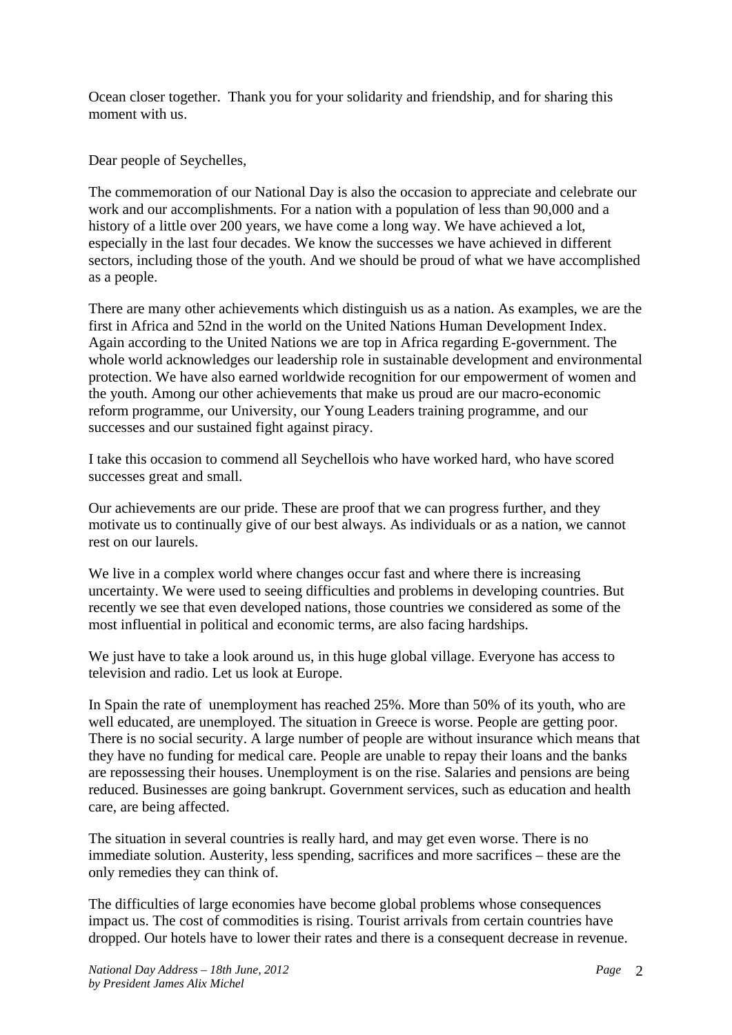Ocean closer together. Thank you for your solidarity and friendship, and for sharing this moment with us.

Dear people of Seychelles,

The commemoration of our National Day is also the occasion to appreciate and celebrate our work and our accomplishments. For a nation with a population of less than 90,000 and a history of a little over 200 years, we have come a long way. We have achieved a lot, especially in the last four decades. We know the successes we have achieved in different sectors, including those of the youth. And we should be proud of what we have accomplished as a people.

There are many other achievements which distinguish us as a nation. As examples, we are the first in Africa and 52nd in the world on the United Nations Human Development Index. Again according to the United Nations we are top in Africa regarding E-government. The whole world acknowledges our leadership role in sustainable development and environmental protection. We have also earned worldwide recognition for our empowerment of women and the youth. Among our other achievements that make us proud are our macro-economic reform programme, our University, our Young Leaders training programme, and our successes and our sustained fight against piracy.

I take this occasion to commend all Seychellois who have worked hard, who have scored successes great and small.

Our achievements are our pride. These are proof that we can progress further, and they motivate us to continually give of our best always. As individuals or as a nation, we cannot rest on our laurels.

We live in a complex world where changes occur fast and where there is increasing uncertainty. We were used to seeing difficulties and problems in developing countries. But recently we see that even developed nations, those countries we considered as some of the most influential in political and economic terms, are also facing hardships.

We just have to take a look around us, in this huge global village. Everyone has access to television and radio. Let us look at Europe.

In Spain the rate of unemployment has reached 25%. More than 50% of its youth, who are well educated, are unemployed. The situation in Greece is worse. People are getting poor. There is no social security. A large number of people are without insurance which means that they have no funding for medical care. People are unable to repay their loans and the banks are repossessing their houses. Unemployment is on the rise. Salaries and pensions are being reduced. Businesses are going bankrupt. Government services, such as education and health care, are being affected.

The situation in several countries is really hard, and may get even worse. There is no immediate solution. Austerity, less spending, sacrifices and more sacrifices – these are the only remedies they can think of.

The difficulties of large economies have become global problems whose consequences impact us. The cost of commodities is rising. Tourist arrivals from certain countries have dropped. Our hotels have to lower their rates and there is a consequent decrease in revenue.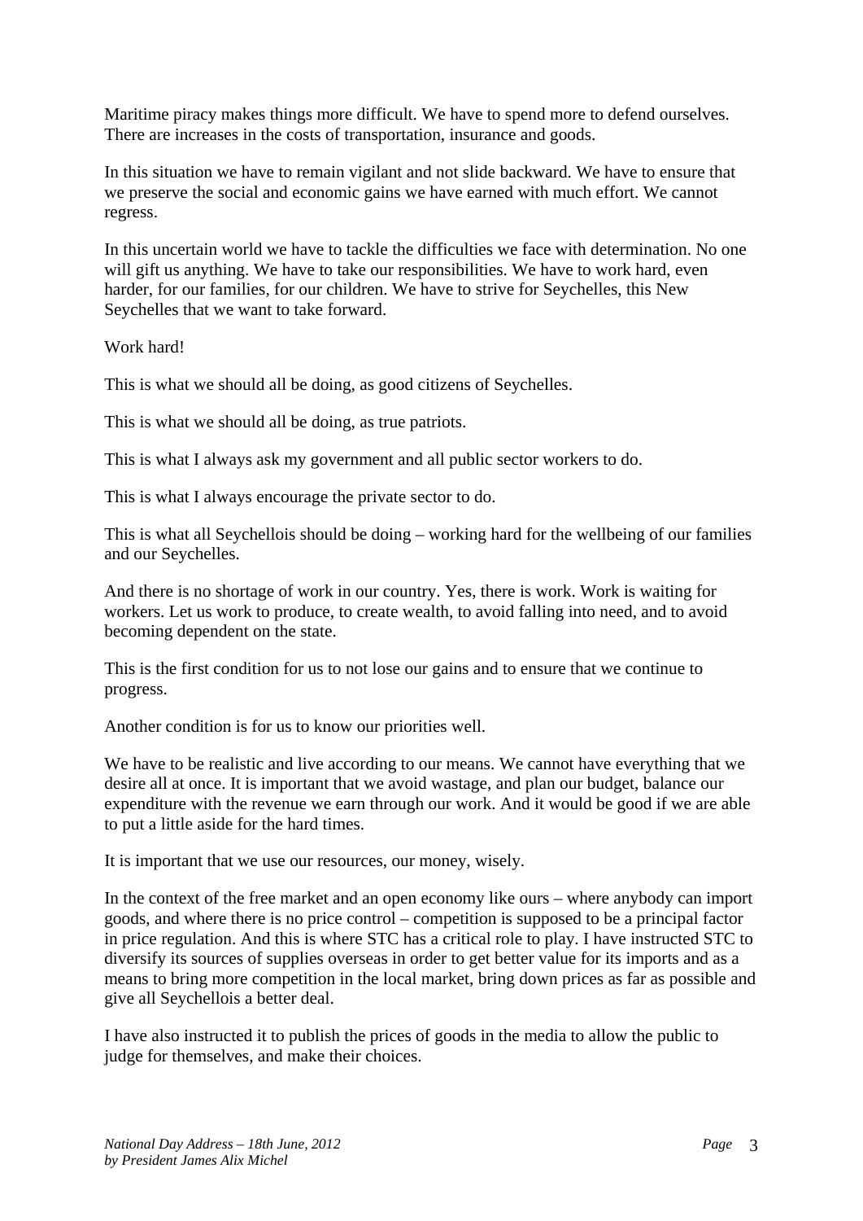Maritime piracy makes things more difficult. We have to spend more to defend ourselves. There are increases in the costs of transportation, insurance and goods.

In this situation we have to remain vigilant and not slide backward. We have to ensure that we preserve the social and economic gains we have earned with much effort. We cannot regress.

In this uncertain world we have to tackle the difficulties we face with determination. No one will gift us anything. We have to take our responsibilities. We have to work hard, even harder, for our families, for our children. We have to strive for Seychelles, this New Seychelles that we want to take forward.

Work hard!

This is what we should all be doing, as good citizens of Seychelles.

This is what we should all be doing, as true patriots.

This is what I always ask my government and all public sector workers to do.

This is what I always encourage the private sector to do.

This is what all Seychellois should be doing – working hard for the wellbeing of our families and our Seychelles.

And there is no shortage of work in our country. Yes, there is work. Work is waiting for workers. Let us work to produce, to create wealth, to avoid falling into need, and to avoid becoming dependent on the state.

This is the first condition for us to not lose our gains and to ensure that we continue to progress.

Another condition is for us to know our priorities well.

We have to be realistic and live according to our means. We cannot have everything that we desire all at once. It is important that we avoid wastage, and plan our budget, balance our expenditure with the revenue we earn through our work. And it would be good if we are able to put a little aside for the hard times.

It is important that we use our resources, our money, wisely.

In the context of the free market and an open economy like ours – where anybody can import goods, and where there is no price control – competition is supposed to be a principal factor in price regulation. And this is where STC has a critical role to play. I have instructed STC to diversify its sources of supplies overseas in order to get better value for its imports and as a means to bring more competition in the local market, bring down prices as far as possible and give all Seychellois a better deal.

I have also instructed it to publish the prices of goods in the media to allow the public to judge for themselves, and make their choices.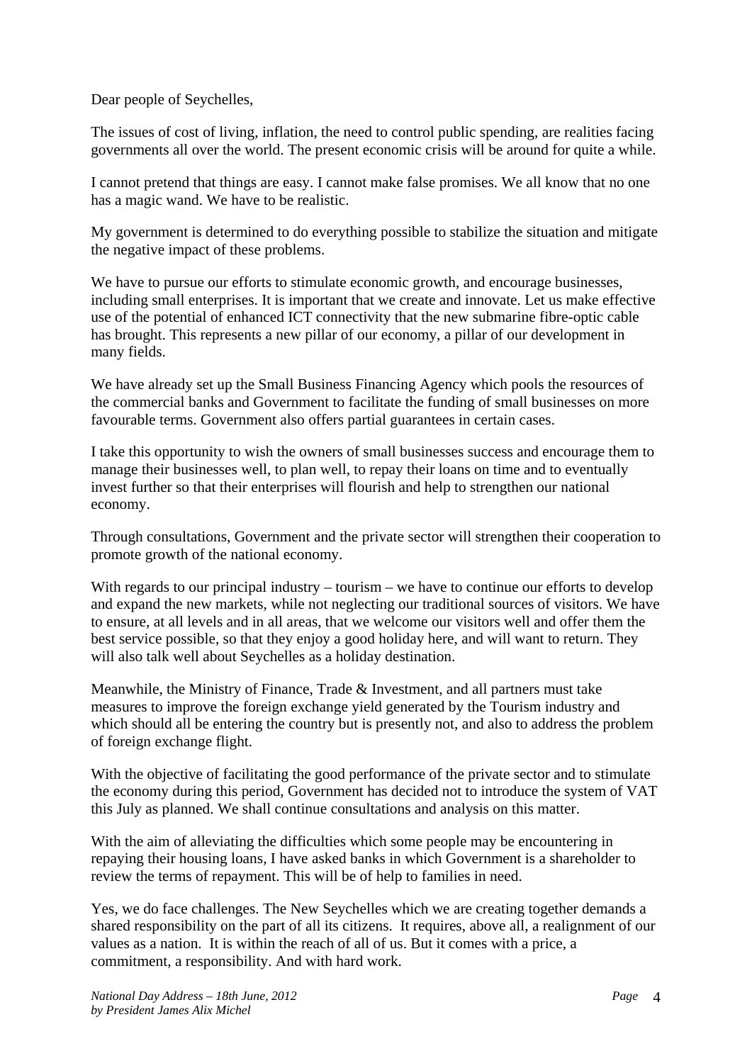Dear people of Seychelles,

The issues of cost of living, inflation, the need to control public spending, are realities facing governments all over the world. The present economic crisis will be around for quite a while.

I cannot pretend that things are easy. I cannot make false promises. We all know that no one has a magic wand. We have to be realistic.

My government is determined to do everything possible to stabilize the situation and mitigate the negative impact of these problems.

We have to pursue our efforts to stimulate economic growth, and encourage businesses, including small enterprises. It is important that we create and innovate. Let us make effective use of the potential of enhanced ICT connectivity that the new submarine fibre-optic cable has brought. This represents a new pillar of our economy, a pillar of our development in many fields.

We have already set up the Small Business Financing Agency which pools the resources of the commercial banks and Government to facilitate the funding of small businesses on more favourable terms. Government also offers partial guarantees in certain cases.

I take this opportunity to wish the owners of small businesses success and encourage them to manage their businesses well, to plan well, to repay their loans on time and to eventually invest further so that their enterprises will flourish and help to strengthen our national economy.

Through consultations, Government and the private sector will strengthen their cooperation to promote growth of the national economy.

With regards to our principal industry – tourism – we have to continue our efforts to develop and expand the new markets, while not neglecting our traditional sources of visitors. We have to ensure, at all levels and in all areas, that we welcome our visitors well and offer them the best service possible, so that they enjoy a good holiday here, and will want to return. They will also talk well about Seychelles as a holiday destination.

Meanwhile, the Ministry of Finance, Trade & Investment, and all partners must take measures to improve the foreign exchange yield generated by the Tourism industry and which should all be entering the country but is presently not, and also to address the problem of foreign exchange flight.

With the objective of facilitating the good performance of the private sector and to stimulate the economy during this period, Government has decided not to introduce the system of VAT this July as planned. We shall continue consultations and analysis on this matter.

With the aim of alleviating the difficulties which some people may be encountering in repaying their housing loans, I have asked banks in which Government is a shareholder to review the terms of repayment. This will be of help to families in need.

Yes, we do face challenges. The New Seychelles which we are creating together demands a shared responsibility on the part of all its citizens. It requires, above all, a realignment of our values as a nation. It is within the reach of all of us. But it comes with a price, a commitment, a responsibility. And with hard work.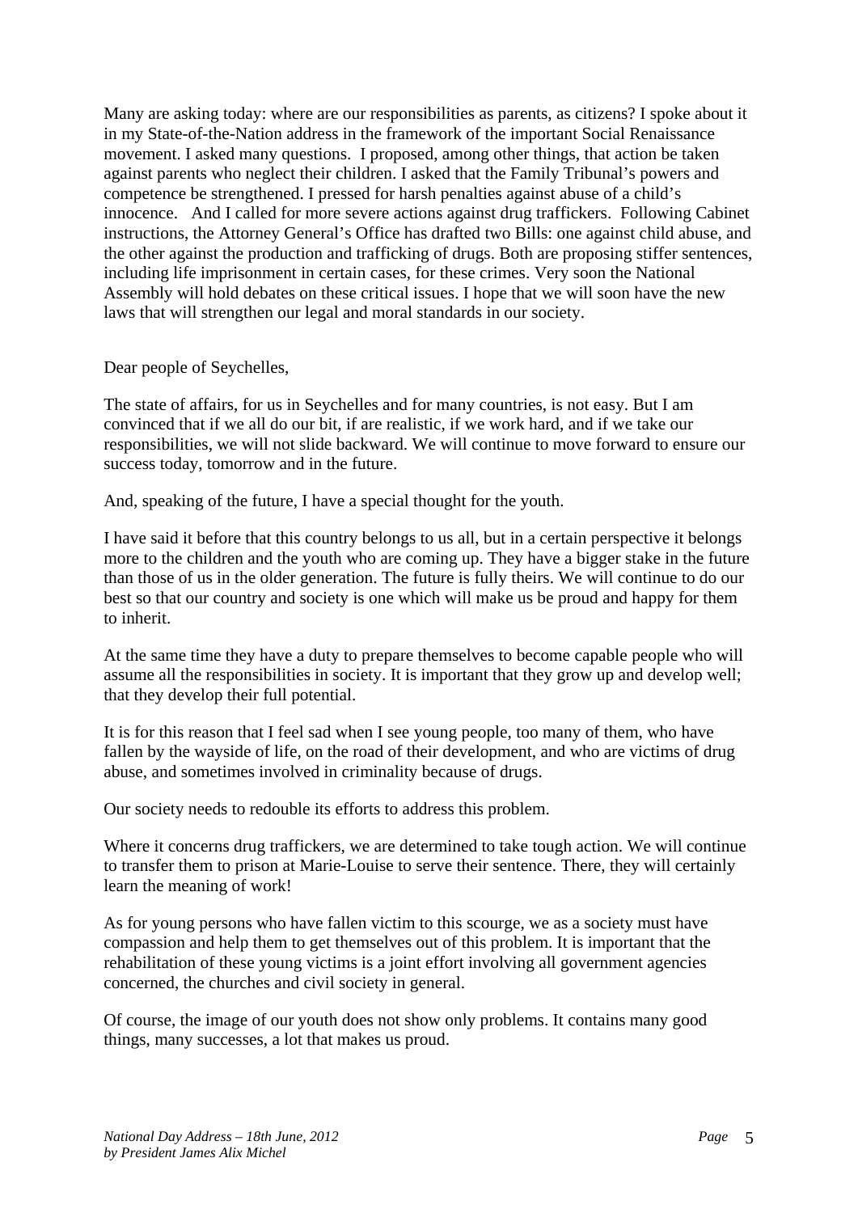Many are asking today: where are our responsibilities as parents, as citizens? I spoke about it in my State-of-the-Nation address in the framework of the important Social Renaissance movement. I asked many questions. I proposed, among other things, that action be taken against parents who neglect their children. I asked that the Family Tribunal's powers and competence be strengthened. I pressed for harsh penalties against abuse of a child's innocence. And I called for more severe actions against drug traffickers. Following Cabinet instructions, the Attorney General's Office has drafted two Bills: one against child abuse, and the other against the production and trafficking of drugs. Both are proposing stiffer sentences, including life imprisonment in certain cases, for these crimes. Very soon the National Assembly will hold debates on these critical issues. I hope that we will soon have the new laws that will strengthen our legal and moral standards in our society.

Dear people of Seychelles,

The state of affairs, for us in Seychelles and for many countries, is not easy. But I am convinced that if we all do our bit, if are realistic, if we work hard, and if we take our responsibilities, we will not slide backward. We will continue to move forward to ensure our success today, tomorrow and in the future.

And, speaking of the future, I have a special thought for the youth.

I have said it before that this country belongs to us all, but in a certain perspective it belongs more to the children and the youth who are coming up. They have a bigger stake in the future than those of us in the older generation. The future is fully theirs. We will continue to do our best so that our country and society is one which will make us be proud and happy for them to inherit.

At the same time they have a duty to prepare themselves to become capable people who will assume all the responsibilities in society. It is important that they grow up and develop well; that they develop their full potential.

It is for this reason that I feel sad when I see young people, too many of them, who have fallen by the wayside of life, on the road of their development, and who are victims of drug abuse, and sometimes involved in criminality because of drugs.

Our society needs to redouble its efforts to address this problem.

Where it concerns drug traffickers, we are determined to take tough action. We will continue to transfer them to prison at Marie-Louise to serve their sentence. There, they will certainly learn the meaning of work!

As for young persons who have fallen victim to this scourge, we as a society must have compassion and help them to get themselves out of this problem. It is important that the rehabilitation of these young victims is a joint effort involving all government agencies concerned, the churches and civil society in general.

Of course, the image of our youth does not show only problems. It contains many good things, many successes, a lot that makes us proud.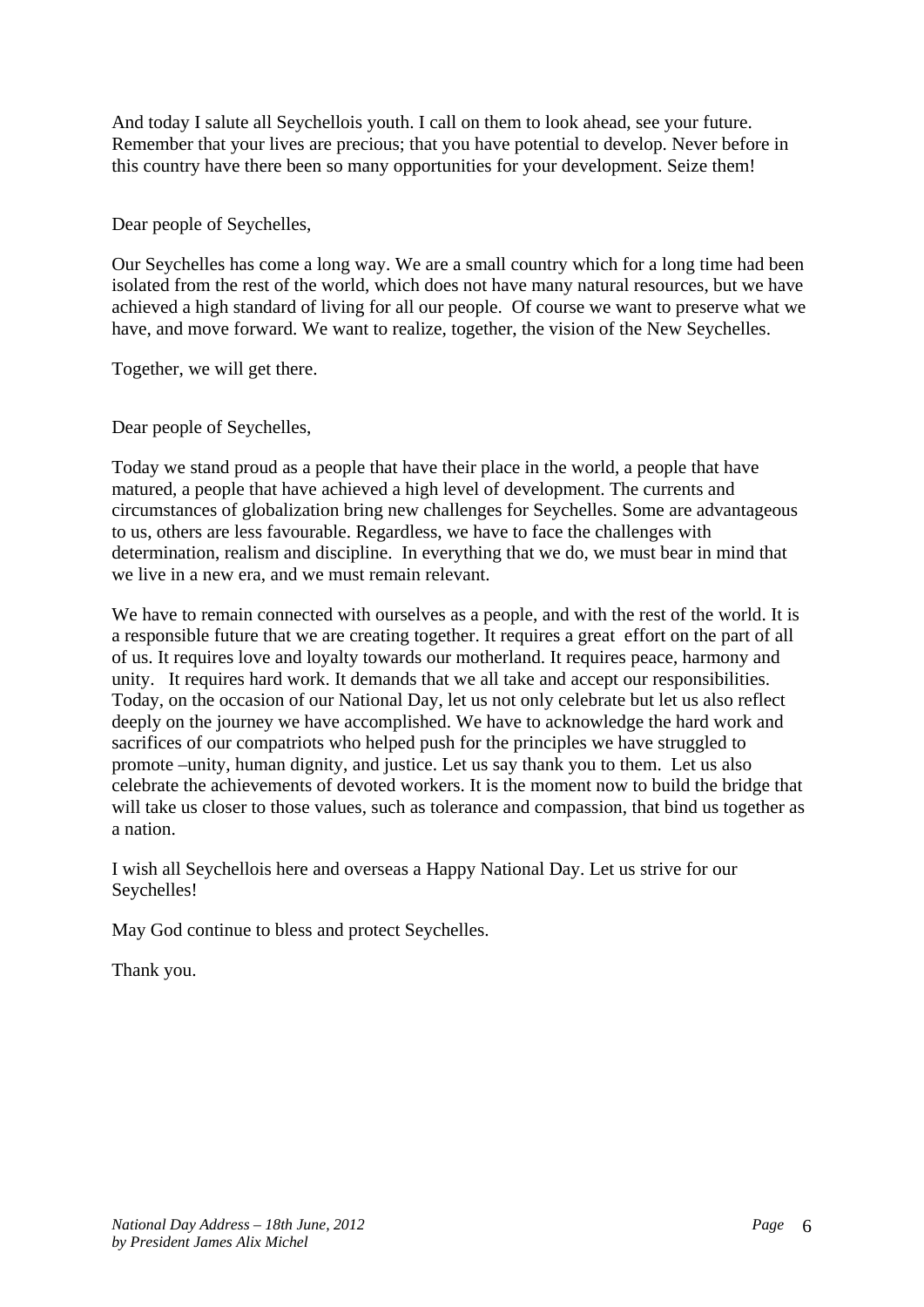And today I salute all Seychellois youth. I call on them to look ahead, see your future. Remember that your lives are precious; that you have potential to develop. Never before in this country have there been so many opportunities for your development. Seize them!

Dear people of Seychelles,

Our Seychelles has come a long way. We are a small country which for a long time had been isolated from the rest of the world, which does not have many natural resources, but we have achieved a high standard of living for all our people. Of course we want to preserve what we have, and move forward. We want to realize, together, the vision of the New Seychelles.

Together, we will get there.

Dear people of Seychelles,

Today we stand proud as a people that have their place in the world, a people that have matured, a people that have achieved a high level of development. The currents and circumstances of globalization bring new challenges for Seychelles. Some are advantageous to us, others are less favourable. Regardless, we have to face the challenges with determination, realism and discipline. In everything that we do, we must bear in mind that we live in a new era, and we must remain relevant.

We have to remain connected with ourselves as a people, and with the rest of the world. It is a responsible future that we are creating together. It requires a great effort on the part of all of us. It requires love and loyalty towards our motherland. It requires peace, harmony and unity. It requires hard work. It demands that we all take and accept our responsibilities. Today, on the occasion of our National Day, let us not only celebrate but let us also reflect deeply on the journey we have accomplished. We have to acknowledge the hard work and sacrifices of our compatriots who helped push for the principles we have struggled to promote –unity, human dignity, and justice. Let us say thank you to them. Let us also celebrate the achievements of devoted workers. It is the moment now to build the bridge that will take us closer to those values, such as tolerance and compassion, that bind us together as a nation.

I wish all Seychellois here and overseas a Happy National Day. Let us strive for our Seychelles!

May God continue to bless and protect Seychelles.

Thank you.